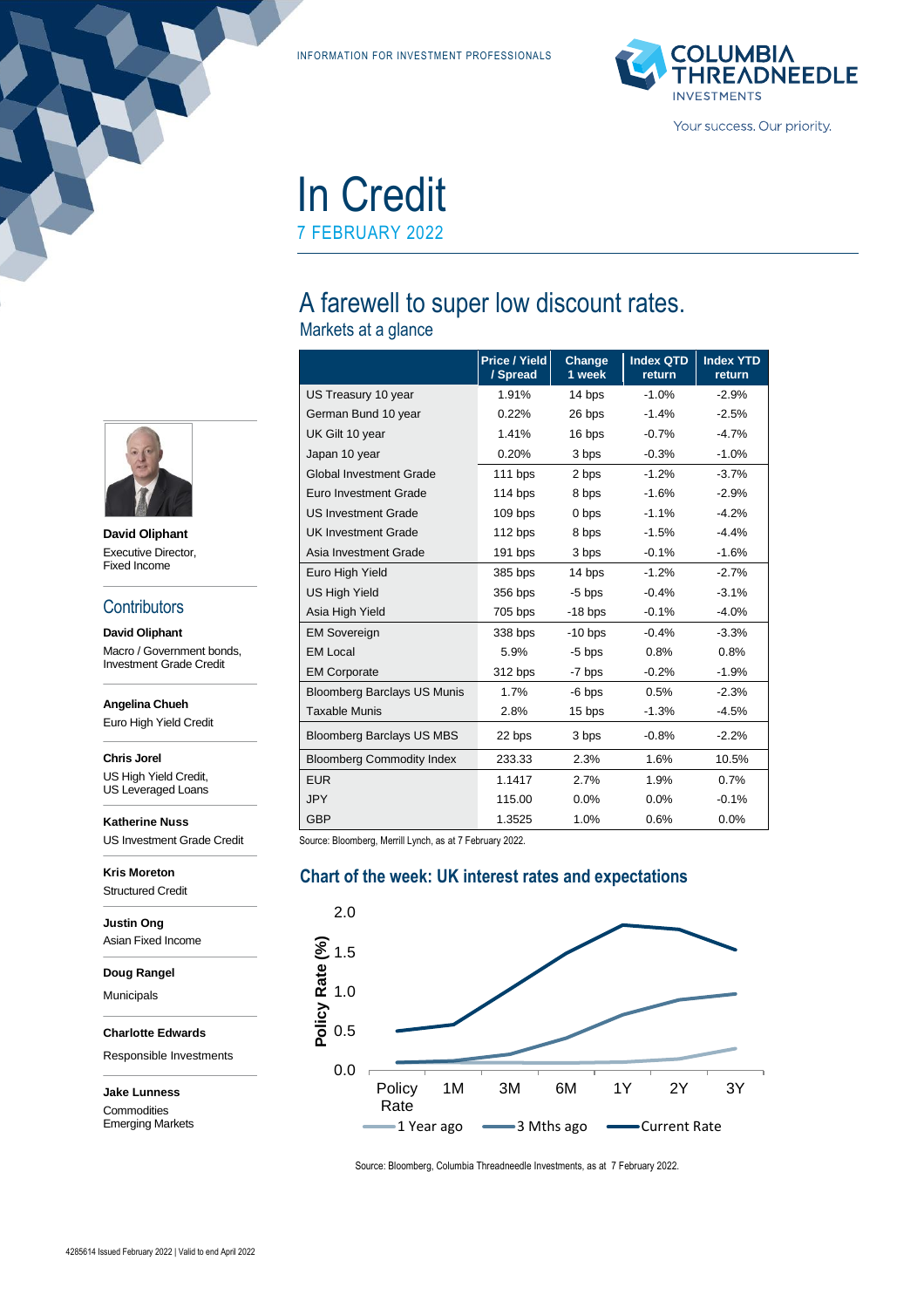INFORMATION FOR INVESTMENT PROFESSIONALS

# In Credit

7 FEBRUARY 2022

## A farewell to super low discount rates.

### Markets at a glance

| | Price / Yield / Spread | Change 1 week | Index QTD return | Index YTD return |
|---|---|---|---|---|
| US Treasury 10 year | 1.91% | 14 bps | -1.0% | -2.9% |
| German Bund 10 year | 0.22% | 26 bps | -1.4% | -2.5% |
| UK Gilt 10 year | 1.41% | 16 bps | -0.7% | -4.7% |
| Japan 10 year | 0.20% | 3 bps | -0.3% | -1.0% |
| Global Investment Grade | 111 bps | 2 bps | -1.2% | -3.7% |
| Euro Investment Grade | 114 bps | 8 bps | -1.6% | -2.9% |
| US Investment Grade | 109 bps | 0 bps | -1.1% | -4.2% |
| UK Investment Grade | 112 bps | 8 bps | -1.5% | -4.4% |
| Asia Investment Grade | 191 bps | 3 bps | -0.1% | -1.6% |
| Euro High Yield | 385 bps | 14 bps | -1.2% | -2.7% |
| US High Yield | 356 bps | -5 bps | -0.4% | -3.1% |
| Asia High Yield | 705 bps | -18 bps | -0.1% | -4.0% |
| EM Sovereign | 338 bps | -10 bps | -0.4% | -3.3% |
| EM Local | 5.9% | -5 bps | 0.8% | 0.8% |
| EM Corporate | 312 bps | -7 bps | -0.2% | -1.9% |
| Bloomberg Barclays US Munis | 1.7% | -6 bps | 0.5% | -2.3% |
| Taxable Munis | 2.8% | 15 bps | -1.3% | -4.5% |
| Bloomberg Barclays US MBS | 22 bps | 3 bps | -0.8% | -2.2% |
| Bloomberg Commodity Index | 233.33 | 2.3% | 1.6% | 10.5% |
| EUR | 1.1417 | 2.7% | 1.9% | 0.7% |
| JPY | 115.00 | 0.0% | 0.0% | -0.1% |
| GBP | 1.3525 | 1.0% | 0.6% | 0.0% |

Source: Bloomberg, Merrill Lynch, as at 7 February 2022.

### Chart of the week: UK interest rates and expectations

Source: Bloomberg, Columbia Threadneedle Investments, as at 7 February 2022.

**David Oliphant**
Executive Director, Fixed Income

## Contributors

**David Oliphant**
Macro / Government bonds, Investment Grade Credit

**Angelina Chueh**
Euro High Yield Credit

**Chris Jorel**
US High Yield Credit, US Leveraged Loans

**Katherine Nuss**
US Investment Grade Credit

**Kris Moreton**
Structured Credit

**Justin Ong**
Asian Fixed Income

**Doug Rangel**
Municipals

**Charlotte Edwards**
Responsible Investments

**Jake Lunness**
Commodities
Emerging Markets

4285614 Issued February 2022 | Valid to end April 2022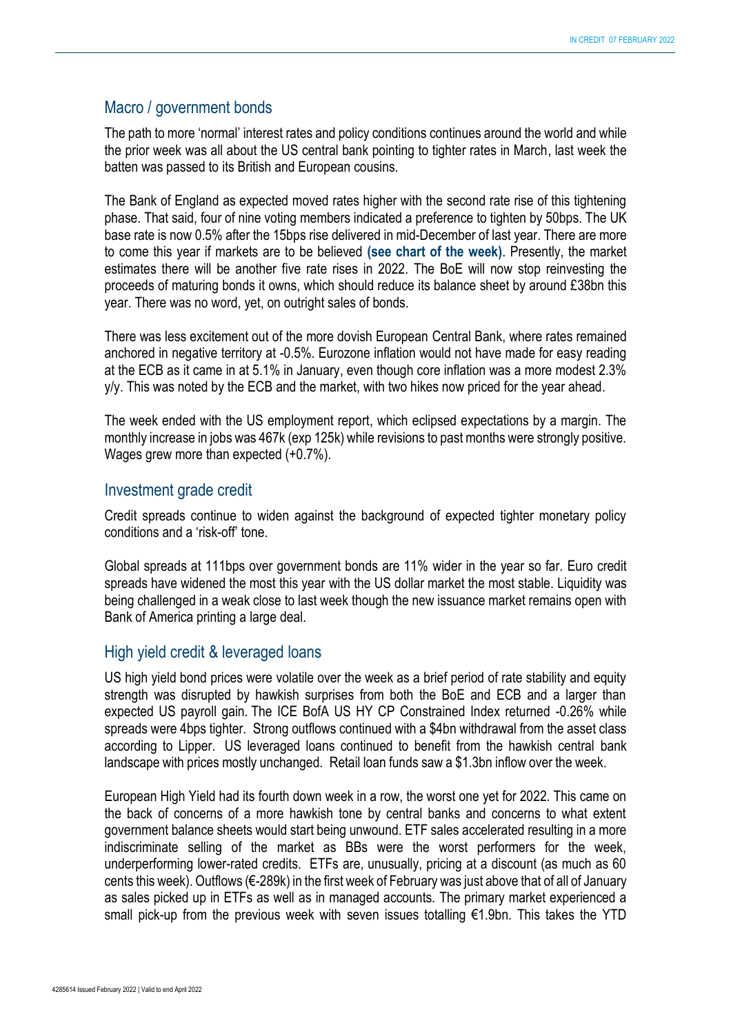## Macro / government bonds

The path to more 'normal' interest rates and policy conditions continues around the world and while the prior week was all about the US central bank pointing to tighter rates in March, last week the batten was passed to its British and European cousins.

The Bank of England as expected moved rates higher with the second rate rise of this tightening phase. That said, four of nine voting members indicated a preference to tighten by 50bps. The UK base rate is now 0.5% after the 15bps rise delivered in mid-December of last year. There are more to come this year if markets are to be believed **(see chart of the week)**. Presently, the market estimates there will be another five rate rises in 2022. The BoE will now stop reinvesting the proceeds of maturing bonds it owns, which should reduce its balance sheet by around £38bn this year. There was no word, yet, on outright sales of bonds.

There was less excitement out of the more dovish European Central Bank, where rates remained anchored in negative territory at -0.5%. Eurozone inflation would not have made for easy reading at the ECB as it came in at 5.1% in January, even though core inflation was a more modest 2.3% y/y. This was noted by the ECB and the market, with two hikes now priced for the year ahead.

The week ended with the US employment report, which eclipsed expectations by a margin. The monthly increase in jobs was 467k (exp 125k) while revisions to past months were strongly positive. Wages grew more than expected (+0.7%).

## Investment grade credit

Credit spreads continue to widen against the background of expected tighter monetary policy conditions and a 'risk-off' tone.

Global spreads at 111bps over government bonds are 11% wider in the year so far. Euro credit spreads have widened the most this year with the US dollar market the most stable. Liquidity was being challenged in a weak close to last week though the new issuance market remains open with Bank of America printing a large deal.

## High yield credit & leveraged loans

US high yield bond prices were volatile over the week as a brief period of rate stability and equity strength was disrupted by hawkish surprises from both the BoE and ECB and a larger than expected US payroll gain. The ICE BofA US HY CP Constrained Index returned -0.26% while spreads were 4bps tighter. Strong outflows continued with a $4bn withdrawal from the asset class according to Lipper. US leveraged loans continued to benefit from the hawkish central bank landscape with prices mostly unchanged. Retail loan funds saw a $1.3bn inflow over the week.

European High Yield had its fourth down week in a row, the worst one yet for 2022. This came on the back of concerns of a more hawkish tone by central banks and concerns to what extent government balance sheets would start being unwound. ETF sales accelerated resulting in a more indiscriminate selling of the market as BBs were the worst performers for the week, underperforming lower-rated credits. ETFs are, unusually, pricing at a discount (as much as 60 cents this week). Outflows (€-289k) in the first week of February was just above that of all of January as sales picked up in ETFs as well as in managed accounts. The primary market experienced a small pick-up from the previous week with seven issues totalling €1.9bn. This takes the YTD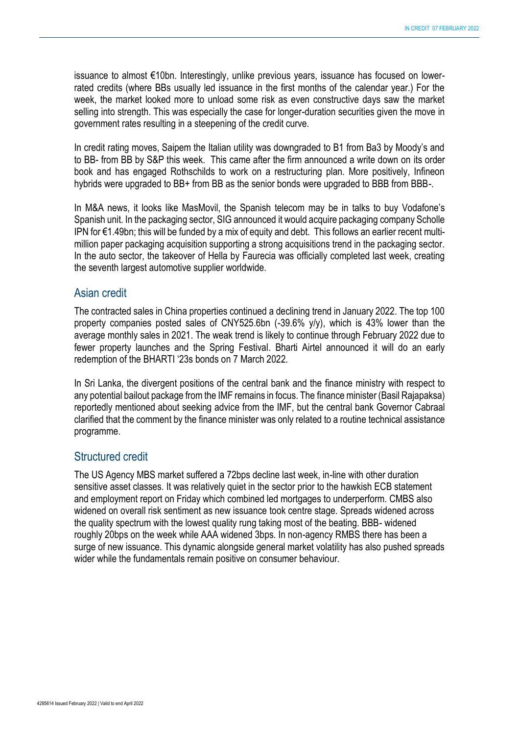issuance to almost €10bn. Interestingly, unlike previous years, issuance has focused on lower-rated credits (where BBs usually led issuance in the first months of the calendar year.) For the week, the market looked more to unload some risk as even constructive days saw the market selling into strength. This was especially the case for longer-duration securities given the move in government rates resulting in a steepening of the credit curve.

In credit rating moves, Saipem the Italian utility was downgraded to B1 from Ba3 by Moody's and to BB- from BB by S&P this week. This came after the firm announced a write down on its order book and has engaged Rothschilds to work on a restructuring plan. More positively, Infineon hybrids were upgraded to BB+ from BB as the senior bonds were upgraded to BBB from BBB-.

In M&A news, it looks like MasMovil, the Spanish telecom may be in talks to buy Vodafone's Spanish unit. In the packaging sector, SIG announced it would acquire packaging company Scholle IPN for €1.49bn; this will be funded by a mix of equity and debt. This follows an earlier recent multi-million paper packaging acquisition supporting a strong acquisitions trend in the packaging sector. In the auto sector, the takeover of Hella by Faurecia was officially completed last week, creating the seventh largest automotive supplier worldwide.

## Asian credit

The contracted sales in China properties continued a declining trend in January 2022. The top 100 property companies posted sales of CNY525.6bn (-39.6% y/y), which is 43% lower than the average monthly sales in 2021. The weak trend is likely to continue through February 2022 due to fewer property launches and the Spring Festival. Bharti Airtel announced it will do an early redemption of the BHARTI '23s bonds on 7 March 2022.

In Sri Lanka, the divergent positions of the central bank and the finance ministry with respect to any potential bailout package from the IMF remains in focus. The finance minister (Basil Rajapaksa) reportedly mentioned about seeking advice from the IMF, but the central bank Governor Cabraal clarified that the comment by the finance minister was only related to a routine technical assistance programme.

## Structured credit

The US Agency MBS market suffered a 72bps decline last week, in-line with other duration sensitive asset classes. It was relatively quiet in the sector prior to the hawkish ECB statement and employment report on Friday which combined led mortgages to underperform. CMBS also widened on overall risk sentiment as new issuance took centre stage. Spreads widened across the quality spectrum with the lowest quality rung taking most of the beating. BBB- widened roughly 20bps on the week while AAA widened 3bps. In non-agency RMBS there has been a surge of new issuance. This dynamic alongside general market volatility has also pushed spreads wider while the fundamentals remain positive on consumer behaviour.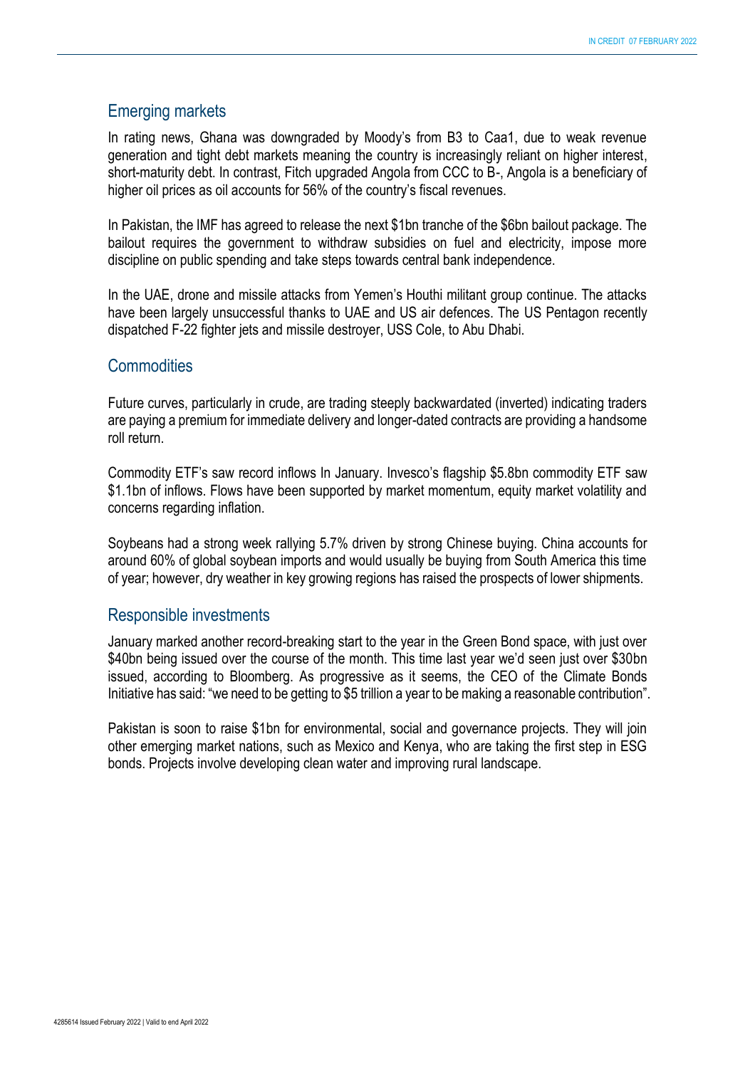## Emerging markets

In rating news, Ghana was downgraded by Moody's from B3 to Caa1, due to weak revenue generation and tight debt markets meaning the country is increasingly reliant on higher interest, short-maturity debt. In contrast, Fitch upgraded Angola from CCC to B-, Angola is a beneficiary of higher oil prices as oil accounts for 56% of the country's fiscal revenues.

In Pakistan, the IMF has agreed to release the next $1bn tranche of the $6bn bailout package. The bailout requires the government to withdraw subsidies on fuel and electricity, impose more discipline on public spending and take steps towards central bank independence.

In the UAE, drone and missile attacks from Yemen's Houthi militant group continue. The attacks have been largely unsuccessful thanks to UAE and US air defences. The US Pentagon recently dispatched F-22 fighter jets and missile destroyer, USS Cole, to Abu Dhabi.

## Commodities

Future curves, particularly in crude, are trading steeply backwardated (inverted) indicating traders are paying a premium for immediate delivery and longer-dated contracts are providing a handsome roll return.

Commodity ETF's saw record inflows In January. Invesco's flagship $5.8bn commodity ETF saw $1.1bn of inflows. Flows have been supported by market momentum, equity market volatility and concerns regarding inflation.

Soybeans had a strong week rallying 5.7% driven by strong Chinese buying. China accounts for around 60% of global soybean imports and would usually be buying from South America this time of year; however, dry weather in key growing regions has raised the prospects of lower shipments.

## Responsible investments

January marked another record-breaking start to the year in the Green Bond space, with just over $40bn being issued over the course of the month. This time last year we'd seen just over $30bn issued, according to Bloomberg. As progressive as it seems, the CEO of the Climate Bonds Initiative has said: "we need to be getting to $5 trillion a year to be making a reasonable contribution".

Pakistan is soon to raise $1bn for environmental, social and governance projects. They will join other emerging market nations, such as Mexico and Kenya, who are taking the first step in ESG bonds. Projects involve developing clean water and improving rural landscape.

4285614 Issued February 2022 | Valid to end April 2022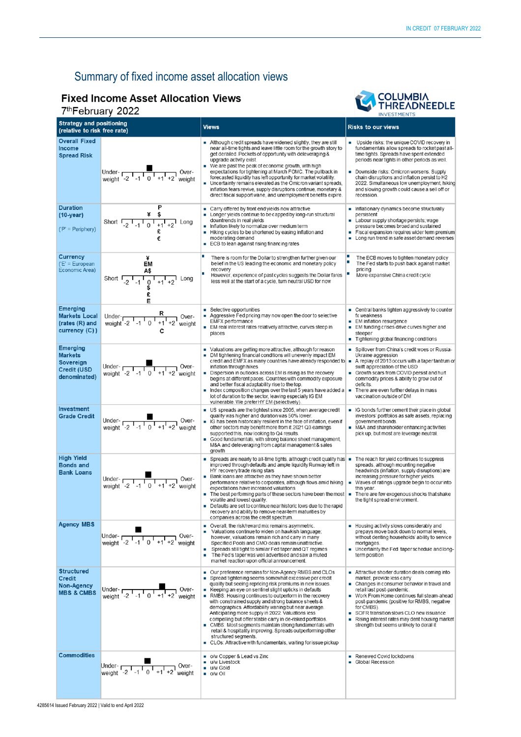# Summary of fixed income asset allocation views

## Fixed Income Asset Allocation Views

7th February 2022

| Strategy and positioning (relative to risk free rate) | | Views | Risks to our views |
|---|---|---|---|
| **Overall Fixed Income Spread Risk** | Under-weight -2 -1 0 +1 +2 Over-weight (■ at 0) | ▪ Although credit spreads have widened slightly, they are still near all-time tights and leave little room for the growth story to get derailed. Pockets of opportunity with deleveraging & upgrade activity exist.<br>▪ We are past the peak of economic growth, with high expectations for tightening at March FOMC. The pullback in forecasted liquidity has left opportunity for market volatility.<br>▪ Uncertainty remains elevated as the Omicron variant spreads, inflation fears revive, supply disruptions continue, monetary & direct fiscal support wane, and unemployment benefits expire. | ▪ Upside risks: the unique COVID recovery in fundamentals allow spreads to rocket past all-time tights. Spreads have spent extended periods near tights in other periods as well.<br>▪ Downside risks: Omicron worsens. Supply chain disruptions and inflation persist to H2 2022. Simultaneous low unemployment, hiking and slowing growth could cause a sell off or recession. |
| **Duration (10-year)**<br>('P' = Periphery) | Short -2 -1 0 +1 +2 Long (P, ¥, $ above; £, € below) | ▪ Carry offered by front end yields now attractive<br>▪ Longer yields continue to be capped by long-run structural downtrends in real yields<br>▪ Inflation likely to normalize over medium term<br>▪ Hiking cycles to be shortened by easing inflation and moderating demand<br>▪ ECB to lean against rising financing rates | ▪ Inflationary dynamics become structurally persistent<br>▪ Labour supply shortage persists; wage pressure becomes broad and sustained<br>▪ Fiscal expansion requires wider term premium<br>▪ Long run trend in safe asset demand reverses |
| **Currency**<br>('E' = European Economic Area) | Short -2 -1 0 +1 +2 Long (¥, EM, A$ above; $, £, E below) | ▪ There is room for the Dollar to strengthen further given our belief in the US leading the economic and monetary policy recovery<br>▪ However, experience of past cycles suggests the Dollar fares less well at the start of a cycle, turn neutral USD for now | ▪ The ECB moves to tighten monetary policy<br>▪ The Fed starts to push back against market pricing<br>▪ More expansive China credit cycle |
| **Emerging Markets Local (rates (R) and currency (C))** | Under-weight -2 -1 0 +1 +2 Over-weight (R above, C below) | ▪ Selective opportunities<br>▪ Aggressive Fed pricing may now open the door to selective EMFX performance<br>▪ EM real interest rates relatively attractive, curves steep in places | ▪ Central banks tighten aggressively to counter fx weakness<br>▪ EM inflation resurgence<br>▪ EM funding crises drive curves higher and steeper<br>▪ Tightening global financing conditions |
| **Emerging Markets Sovereign Credit (USD denominated)** | Under-weight -2 -1 0 +1 +2 Over-weight (■ at 0) | ▪ Valuations are getting more attractive, although for reason<br>▪ DM tightening financial conditions will unevenly impact EM credit and EMFX as many countries have already responded to inflation through hikes<br>▪ Dispersion in outlooks across EM is rising as the recovery begins at different paces. Countries with commodity exposure and better fiscal adaptability rise to the top.<br>▪ Index composition changes over the last 5 years have added a lot of duration to the sector, leaving especially IG EM vulnerable. We prefer HY EM (selectively). | ▪ Spillover from China's credit woes or Russia-Ukraine aggression<br>▪ A replay of 2013 occurs with a taper tantrum or swift appreciation of the USD<br>▪ Growth scars from COVID persist and hurt commodity prices & ability to grow out of deficits.<br>▪ There are even further delays in mass vaccination outside of DM |
| **Investment Grade Credit** | Under-weight -2 -1 0 +1 +2 Over-weight (■ at 0) | ▪ US spreads are the tightest since 2005, when average credit quality was higher and duration was 50% lower.<br>▪ IG has been historically resilient in the face of inflation, even if other sectors may benefit more from it. 2021 Q3 earnings supported this, now looking to Q4 results.<br>▪ Good fundamentals, with strong balance sheet management, M&A and deleveraging from capital management & sales growth | ▪ IG bonds further cement their place in global investors' portfolios as safe assets, replacing government bonds.<br>▪ M&A and shareholder enhancing activities pick up, but most are leverage neutral. |
| **High Yield Bonds and Bank Loans** | Under-weight -2 -1 0 +1 +2 Over-weight (■ at 0) | ▪ Spreads are nearly to all-time tights, although credit quality has improved through defaults and ample liquidity Runway left in HY recovery trade rising stars<br>▪ Bank loans are attractive as they have shown better performance relative to corporates, although flows amid hiking expectations have increased valuations<br>▪ The best performing parts of these sectors have been the most volatile and lowest quality.<br>▪ Defaults are set to continue near historic lows due to the rapid recovery and ability to remove near-term maturities by companies across the credit spectrum. | ▪ The reach for yield continues to suppress spreads, although mounting negative headwinds (inflation, supply disruptions) are increasing pressure for higher yields.<br>▪ Waves of ratings upgrade begin to occur into this year.<br>▪ There are few exogenous shocks that shake the tight spread environment. |
| **Agency MBS** | Under-weight -2 -1 0 +1 +2 Over-weight (■ at -1) | ▪ Overall, the risk/reward mix remains asymmetric.<br>▪ Valuations continue to widen on hawkish language; however, valuations remain rich and carry in many Specified Pools and CMO deals remain unattractive.<br>▪ Spreads still tight to similar Fed taper and QT regimes<br>▪ The Fed's taper was well advertised and saw a muted market reaction upon official announcement. | ▪ Housing activity slows considerably and prepays move back down to normal levels, without denting households' ability to service mortgages.<br>▪ Uncertainty in the Fed taper schedule and long-term position |
| **Structured Credit Non-Agency MBS & CMBS** | Under-weight -2 -1 0 +1 +2 Over-weight (■ at +1) | ▪ Our preference remains for Non-Agency RMBS and CLOs<br>▪ Spread tightening seems somewhat excessive per credit quality but seeing repricing risk premiums in new issues.<br>▪ Keeping an eye on sentinel slight upticks in defaults<br>▪ RMBS: Housing continues to outperform in the recovery with constrained supply and strong balance sheets & demographics. Affordability waning but near average. Anticipating more supply in 2022. Valuations less compelling but offer stable carry in de-risked portfolios.<br>▪ CMBS: Most segments maintain strong fundamentals with retail & hospitality improving. Spreads outperforming other structured segments.<br>▪ CLOs: Attractive with fundamentals, waiting for issue pickup | ▪ Attractive shorter duration deals coming into market, provide less carry<br>▪ Changes in consumer behavior in travel and retail last post-pandemic.<br>▪ Work From Home continues full steam-ahead post-pandemic (positive for RMBS, negative for CMBS)<br>▪ SOFR transition slows CLO new issuance<br>▪ Rising interest rates may dent housing market strength but seems unlikely to derail it |
| **Commodities** | Under-weight -2 -1 0 +1 +2 Over-weight (■ at 0) | ▪ o/w Copper & Lead vs Zinc<br>▪ u/w Livestock<br>▪ u/w Gold<br>▪ o/w Oil | ▪ Renewed Covid lockdowns<br>▪ Global Recession |

4285614 Issued February 2022 | Valid to end April 2022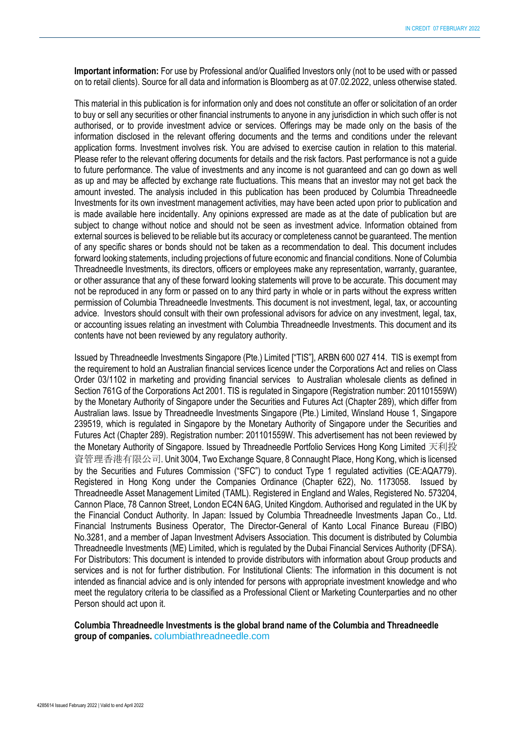**Important information:** For use by Professional and/or Qualified Investors only (not to be used with or passed on to retail clients). Source for all data and information is Bloomberg as at 07.02.2022, unless otherwise stated.

This material in this publication is for information only and does not constitute an offer or solicitation of an order to buy or sell any securities or other financial instruments to anyone in any jurisdiction in which such offer is not authorised, or to provide investment advice or services. Offerings may be made only on the basis of the information disclosed in the relevant offering documents and the terms and conditions under the relevant application forms. Investment involves risk. You are advised to exercise caution in relation to this material. Please refer to the relevant offering documents for details and the risk factors. Past performance is not a guide to future performance. The value of investments and any income is not guaranteed and can go down as well as up and may be affected by exchange rate fluctuations. This means that an investor may not get back the amount invested. The analysis included in this publication has been produced by Columbia Threadneedle Investments for its own investment management activities, may have been acted upon prior to publication and is made available here incidentally. Any opinions expressed are made as at the date of publication but are subject to change without notice and should not be seen as investment advice. Information obtained from external sources is believed to be reliable but its accuracy or completeness cannot be guaranteed. The mention of any specific shares or bonds should not be taken as a recommendation to deal. This document includes forward looking statements, including projections of future economic and financial conditions. None of Columbia Threadneedle Investments, its directors, officers or employees make any representation, warranty, guarantee, or other assurance that any of these forward looking statements will prove to be accurate. This document may not be reproduced in any form or passed on to any third party in whole or in parts without the express written permission of Columbia Threadneedle Investments. This document is not investment, legal, tax, or accounting advice. Investors should consult with their own professional advisors for advice on any investment, legal, tax, or accounting issues relating an investment with Columbia Threadneedle Investments. This document and its contents have not been reviewed by any regulatory authority.

Issued by Threadneedle Investments Singapore (Pte.) Limited ["TIS"], ARBN 600 027 414. TIS is exempt from the requirement to hold an Australian financial services licence under the Corporations Act and relies on Class Order 03/1102 in marketing and providing financial services to Australian wholesale clients as defined in Section 761G of the Corporations Act 2001. TIS is regulated in Singapore (Registration number: 201101559W) by the Monetary Authority of Singapore under the Securities and Futures Act (Chapter 289), which differ from Australian laws. Issue by Threadneedle Investments Singapore (Pte.) Limited, Winsland House 1, Singapore 239519, which is regulated in Singapore by the Monetary Authority of Singapore under the Securities and Futures Act (Chapter 289). Registration number: 201101559W. This advertisement has not been reviewed by the Monetary Authority of Singapore. Issued by Threadneedle Portfolio Services Hong Kong Limited 天利投資管理香港有限公司. Unit 3004, Two Exchange Square, 8 Connaught Place, Hong Kong, which is licensed by the Securities and Futures Commission ("SFC") to conduct Type 1 regulated activities (CE:AQA779). Registered in Hong Kong under the Companies Ordinance (Chapter 622), No. 1173058. Issued by Threadneedle Asset Management Limited (TAML). Registered in England and Wales, Registered No. 573204, Cannon Place, 78 Cannon Street, London EC4N 6AG, United Kingdom. Authorised and regulated in the UK by the Financial Conduct Authority. In Japan: Issued by Columbia Threadneedle Investments Japan Co., Ltd. Financial Instruments Business Operator, The Director-General of Kanto Local Finance Bureau (FIBO) No.3281, and a member of Japan Investment Advisers Association. This document is distributed by Columbia Threadneedle Investments (ME) Limited, which is regulated by the Dubai Financial Services Authority (DFSA). For Distributors: This document is intended to provide distributors with information about Group products and services and is not for further distribution. For Institutional Clients: The information in this document is not intended as financial advice and is only intended for persons with appropriate investment knowledge and who meet the regulatory criteria to be classified as a Professional Client or Marketing Counterparties and no other Person should act upon it.

**Columbia Threadneedle Investments is the global brand name of the Columbia and Threadneedle group of companies.** columbiathreadneedle.com

4285614 Issued February 2022 | Valid to end April 2022